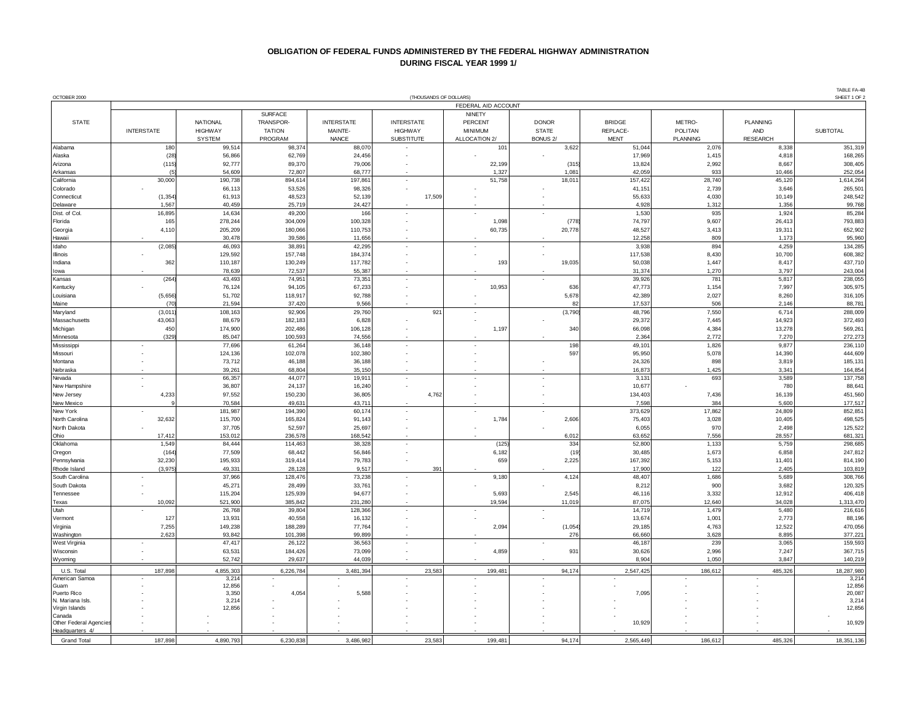# OBLIGATION OF FEDERAL FUNDS ADMINISTERED BY THE FEDERAL HIGHWAY ADMINISTRATION DURING FISCAL YEAR 1999 1/

TABLE FA-4B

OCTOBER 2000 (THOUSANDS OF DOLLARS) SHEET 1 OF 2

| STATE | FEDERAL AID ACCOUNT | | | | | | | | | | |
|---|---|---|---|---|---|---|---|---|---|---|---|
| | INTERSTATE | NATIONAL HIGHWAY SYSTEM | SURFACE TRANSPOR-TATION PROGRAM | INTERSTATE MAINTE-NANCE | INTERSTATE HIGHWAY SUBSTITUTE | NINETY PERCENT MINIMUM ALLOCATION 2/ | DONOR STATE BONUS 2/ | BRIDGE REPLACE-MENT | METRO-POLITAN PLANNING | PLANNING AND RESEARCH | SUBTOTAL |
| Alabama | 180 | 99,514 | 98,374 | 88,070 | - | 101 | 3,622 | 51,044 | 2,076 | 8,338 | 351,319 |
| Alaska | (28) | 56,866 | 62,769 | 24,456 | - | - | - | 17,969 | 1,415 | 4,818 | 168,265 |
| Arizona | (115) | 92,777 | 89,370 | 79,006 | - | 22,199 | (315) | 13,824 | 2,992 | 8,667 | 308,405 |
| Arkansas | (5) | 54,609 | 72,807 | 68,777 | - | 1,327 | 1,081 | 42,059 | 933 | 10,466 | 252,054 |
| California | 30,000 | 190,738 | 894,614 | 197,861 | - | 51,758 | 18,011 | 157,422 | 28,740 | 45,120 | 1,614,264 |
| Colorado | - | 66,113 | 53,526 | 98,326 | - | - | - | 41,151 | 2,739 | 3,646 | 265,501 |
| Connecticut | (1,354) | 61,913 | 48,523 | 52,139 | 17,509 | - | - | 55,633 | 4,030 | 10,149 | 248,542 |
| Delaware | 1,567 | 40,459 | 25,719 | 24,427 | - | - | - | 4,928 | 1,312 | 1,356 | 99,768 |
| Dist. of Col. | 16,895 | 14,634 | 49,200 | 166 | - | - | - | 1,530 | 935 | 1,924 | 85,284 |
| Florida | 165 | 278,244 | 304,009 | 100,328 | - | 1,098 | (778) | 74,797 | 9,607 | 26,413 | 793,883 |
| Georgia | 4,110 | 205,209 | 180,066 | 110,753 | - | 60,735 | 20,778 | 48,527 | 3,413 | 19,311 | 652,902 |
| Hawaii | - | 30,478 | 39,586 | 11,656 | - | - | - | 12,258 | 809 | 1,173 | 95,960 |
| Idaho | (2,085) | 46,093 | 38,891 | 42,295 | - | - | - | 3,938 | 894 | 4,259 | 134,285 |
| Illinois | - | 129,592 | 157,748 | 184,374 | - | - | - | 117,538 | 8,430 | 10,700 | 608,382 |
| Indiana | 362 | 110,187 | 130,249 | 117,782 | - | 193 | 19,035 | 50,038 | 1,447 | 8,417 | 437,710 |
| Iowa | - | 78,639 | 72,537 | 55,387 | - | - | - | 31,374 | 1,270 | 3,797 | 243,004 |
| Kansas | (264) | 43,493 | 74,951 | 73,351 | - | - | - | 39,926 | 781 | 5,817 | 238,055 |
| Kentucky | - | 76,124 | 94,105 | 67,233 | - | 10,953 | 636 | 47,773 | 1,154 | 7,997 | 305,975 |
| Louisiana | (5,656) | 51,702 | 118,917 | 92,788 | - | - | 5,678 | 42,389 | 2,027 | 8,260 | 316,105 |
| Maine | (70) | 21,594 | 37,420 | 9,566 | - | - | 82 | 17,537 | 506 | 2,146 | 88,781 |
| Maryland | (3,011) | 108,163 | 92,906 | 29,760 | 921 | - | (3,790) | 48,796 | 7,550 | 6,714 | 288,009 |
| Massachusetts | 43,063 | 88,679 | 182,183 | 6,828 | - | - | - | 29,372 | 7,445 | 14,923 | 372,493 |
| Michigan | 450 | 174,900 | 202,486 | 106,128 | - | 1,197 | 340 | 66,098 | 4,384 | 13,278 | 569,261 |
| Minnesota | (329) | 85,047 | 100,593 | 74,556 | - | - | - | 2,364 | 2,772 | 7,270 | 272,273 |
| Mississippi | - | 77,696 | 61,264 | 36,148 | - | - | 198 | 49,101 | 1,826 | 9,877 | 236,110 |
| Missouri | - | 124,136 | 102,078 | 102,380 | - | - | 597 | 95,950 | 5,078 | 14,390 | 444,609 |
| Montana | - | 73,712 | 46,188 | 36,188 | - | - | - | 24,326 | 898 | 3,819 | 185,131 |
| Nebraska | - | 39,261 | 68,804 | 35,150 | - | - | - | 16,873 | 1,425 | 3,341 | 164,854 |
| Nevada | - | 66,357 | 44,077 | 19,911 | - | - | - | 3,131 | 693 | 3,589 | 137,758 |
| New Hampshire | - | 36,807 | 24,137 | 16,240 | - | - | - | 10,677 | - | 780 | 88,641 |
| New Jersey | 4,233 | 97,552 | 150,230 | 36,805 | 4,762 | - | - | 134,403 | 7,436 | 16,139 | 451,560 |
| New Mexico | 9 | 70,584 | 49,631 | 43,711 | - | - | - | 7,598 | 384 | 5,600 | 177,517 |
| New York | - | 181,987 | 194,390 | 60,174 | - | - | - | 373,629 | 17,862 | 24,809 | 852,851 |
| North Carolina | 32,632 | 115,700 | 165,824 | 91,143 | - | 1,784 | 2,606 | 75,403 | 3,028 | 10,405 | 498,525 |
| North Dakota | - | 37,705 | 52,597 | 25,697 | - | - | - | 6,055 | 970 | 2,498 | 125,522 |
| Ohio | 17,412 | 153,012 | 236,578 | 168,542 | - | - | 6,012 | 63,652 | 7,556 | 28,557 | 681,321 |
| Oklahoma | 1,549 | 84,444 | 114,463 | 38,328 | - | (125) | 334 | 52,800 | 1,133 | 5,759 | 298,685 |
| Oregon | (164) | 77,509 | 68,442 | 56,846 | - | 6,182 | (19) | 30,485 | 1,673 | 6,858 | 247,812 |
| Pennsylvania | 32,230 | 195,933 | 319,414 | 79,783 | - | 659 | 2,225 | 167,392 | 5,153 | 11,401 | 814,190 |
| Rhode Island | (3,975) | 49,331 | 28,128 | 9,517 | 391 | - | - | 17,900 | 122 | 2,405 | 103,819 |
| South Carolina | - | 37,966 | 128,476 | 73,238 | - | 9,180 | 4,124 | 48,407 | 1,686 | 5,689 | 308,766 |
| South Dakota | - | 45,271 | 28,499 | 33,761 | - | - | - | 8,212 | 900 | 3,682 | 120,325 |
| Tennessee | - | 115,204 | 125,939 | 94,677 | - | 5,693 | 2,545 | 46,116 | 3,332 | 12,912 | 406,418 |
| Texas | 10,092 | 521,900 | 385,842 | 231,280 | - | 19,594 | 11,019 | 87,075 | 12,640 | 34,028 | 1,313,470 |
| Utah | - | 26,768 | 39,804 | 128,366 | - | - | - | 14,719 | 1,479 | 5,480 | 216,616 |
| Vermont | 127 | 13,931 | 40,558 | 16,132 | - | - | - | 13,674 | 1,001 | 2,773 | 88,196 |
| Virginia | 7,255 | 149,238 | 188,289 | 77,764 | - | 2,094 | (1,054) | 29,185 | 4,763 | 12,522 | 470,056 |
| Washington | 2,623 | 93,842 | 101,398 | 99,899 | - | - | 276 | 66,660 | 3,628 | 8,895 | 377,221 |
| West Virginia | - | 47,417 | 26,122 | 36,563 | - | - | - | 46,187 | 239 | 3,065 | 159,593 |
| Wisconsin | - | 63,531 | 184,426 | 73,099 | - | 4,859 | 931 | 30,626 | 2,996 | 7,247 | 367,715 |
| Wyoming | - | 52,742 | 29,637 | 44,039 | - | - | - | 8,904 | 1,050 | 3,847 | 140,219 |
| U.S. Total | 187,898 | 4,855,303 | 6,226,784 | 3,481,394 | 23,583 | 199,481 | 94,174 | 2,547,425 | 186,612 | 485,326 | 18,287,980 |
| American Samoa | - | 3,214 | - | - | - | - | - | - | - | - | 3,214 |
| Guam | - | 12,856 | - | - | - | - | - | - | - | - | 12,856 |
| Puerto Rico | - | 3,350 | 4,054 | 5,588 | - | - | - | 7,095 | - | - | 20,087 |
| N. Mariana Isls. | - | 3,214 | - | - | - | - | - | - | - | - | 3,214 |
| Virgin Islands | - | 12,856 | - | - | - | - | - | - | - | - | 12,856 |
| Canada | - | - | - | - | - | - | - | - | - | - | - |
| Other Federal Agencies | - | - | - | - | - | - | - | 10,929 | - | - | 10,929 |
| Headquarters 4/ | - | - | - | - | - | - | - | - | - | - | - |
| Grand Total | 187,898 | 4,890,793 | 6,230,838 | 3,486,982 | 23,583 | 199,481 | 94,174 | 2,565,449 | 186,612 | 485,326 | 18,351,136 |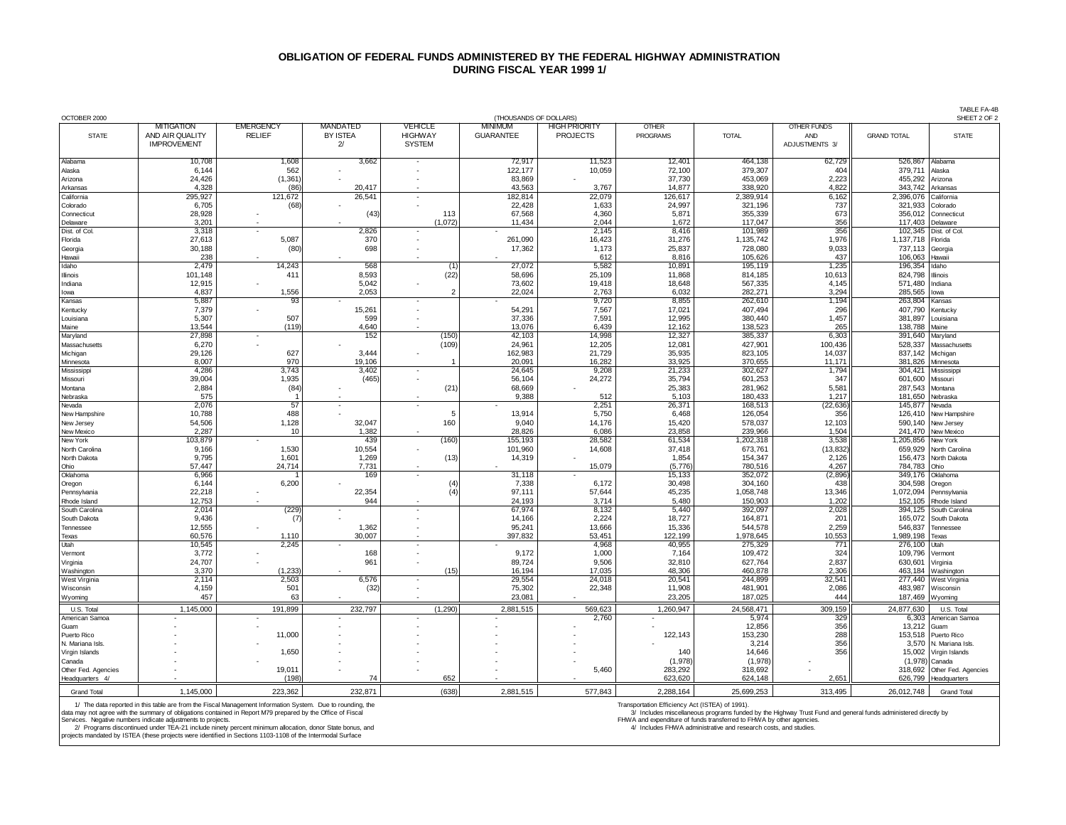# OBLIGATION OF FEDERAL FUNDS ADMINISTERED BY THE FEDERAL HIGHWAY ADMINISTRATION
## DURING FISCAL YEAR 1999 1/

TABLE FA-4B

OCTOBER 2000 (THOUSANDS OF DOLLARS) SHEET 2 OF 2

| STATE | MITIGATION AND AIR QUALITY IMPROVEMENT | EMERGENCY RELIEF | MANDATED BY ISTEA 2/ | VEHICLE HIGHWAY SYSTEM | MINIMUM GUARANTEE | HIGH PRIORITY PROJECTS | OTHER PROGRAMS | TOTAL | OTHER FUNDS AND ADJUSTMENTS 3/ | GRAND TOTAL | STATE |
|---|---|---|---|---|---|---|---|---|---|---|---|
| Alabama | 10,708 | 1,608 | 3,662 | - | 72,917 | 11,523 | 12,401 | 464,138 | 62,729 | 526,867 | Alabama |
| Alaska | 6,144 | 562 | - | - | 122,177 | 10,059 | 72,100 | 379,307 | 404 | 379,711 | Alaska |
| Arizona | 24,426 | (1,361) | - | - | 83,869 | - | 37,730 | 453,069 | 2,223 | 455,292 | Arizona |
| Arkansas | 4,328 | (86) | 20,417 | - | 43,563 | 3,767 | 14,877 | 338,920 | 4,822 | 343,742 | Arkansas |
| California | 295,927 | 121,672 | 26,541 | - | 182,814 | 22,079 | 126,617 | 2,389,914 | 6,162 | 2,396,076 | California |
| Colorado | 6,705 | (68) | - | - | 22,428 | 1,633 | 24,997 | 321,196 | 737 | 321,933 | Colorado |
| Connecticut | 28,928 | - | (43) | 113 | 67,568 | 4,360 | 5,871 | 355,339 | 673 | 356,012 | Connecticut |
| Delaware | 3,201 | - | - | (1,072) | 11,434 | 2,044 | 1,672 | 117,047 | 356 | 117,403 | Delaware |
| Dist. of Col. | 3,318 | - | 2,826 | - | - | 2,145 | 8,416 | 101,989 | 356 | 102,345 | Dist. of Col. |
| Florida | 27,613 | 5,087 | 370 | - | 261,090 | 16,423 | 31,276 | 1,135,742 | 1,976 | 1,137,718 | Florida |
| Georgia | 30,188 | (80) | 698 | - | 17,362 | 1,173 | 25,837 | 728,080 | 9,033 | 737,113 | Georgia |
| Hawaii | 238 | - | - | - | - | 612 | 8,816 | 105,626 | 437 | 106,063 | Hawaii |
| Idaho | 2,479 | 14,243 | 568 | (1) | 27,072 | 5,582 | 10,891 | 195,119 | 1,235 | 196,354 | Idaho |
| Illinois | 101,148 | 411 | 8,593 | (22) | 58,696 | 25,109 | 11,868 | 814,185 | 10,613 | 824,798 | Illinois |
| Indiana | 12,915 | - | 5,042 | - | 73,602 | 19,418 | 18,648 | 567,335 | 4,145 | 571,480 | Indiana |
| Iowa | 4,837 | 1,556 | 2,053 | 2 | 22,024 | 2,763 | 6,032 | 282,271 | 3,294 | 285,565 | Iowa |
| Kansas | 5,887 | 93 | - | - | - | 9,720 | 8,855 | 262,610 | 1,194 | 263,804 | Kansas |
| Kentucky | 7,379 | - | 15,261 | - | 54,291 | 7,567 | 17,021 | 407,494 | 296 | 407,790 | Kentucky |
| Louisiana | 5,307 | 507 | 599 | - | 37,336 | 7,591 | 12,995 | 380,440 | 1,457 | 381,897 | Louisiana |
| Maine | 13,544 | (119) | 4,640 | - | 13,076 | 6,439 | 12,162 | 138,523 | 265 | 138,788 | Maine |
| Maryland | 27,898 | - | 152 | (150) | 42,103 | 14,998 | 12,327 | 385,337 | 6,303 | 391,640 | Maryland |
| Massachusetts | 6,270 | - | - | (109) | 24,961 | 12,205 | 12,081 | 427,901 | 100,436 | 528,337 | Massachusetts |
| Michigan | 29,126 | 627 | 3,444 | - | 162,983 | 21,729 | 35,935 | 823,105 | 14,037 | 837,142 | Michigan |
| Minnesota | 8,007 | 970 | 19,106 | 1 | 20,091 | 16,282 | 33,925 | 370,655 | 11,171 | 381,826 | Minnesota |
| Mississippi | 4,286 | 3,743 | 3,402 | - | 24,645 | 9,208 | 21,233 | 302,627 | 1,794 | 304,421 | Mississippi |
| Missouri | 39,004 | 1,935 | (465) | - | 56,104 | 24,272 | 35,794 | 601,253 | 347 | 601,600 | Missouri |
| Montana | 2,884 | (84) | - | (21) | 68,669 | - | 25,383 | 281,962 | 5,581 | 287,543 | Montana |
| Nebraska | 575 | 1 | - | - | 9,388 | 512 | 5,103 | 180,433 | 1,217 | 181,650 | Nebraska |
| Nevada | 2,076 | 57 | - | - | - | 2,251 | 26,371 | 168,513 | (22,636) | 145,877 | Nevada |
| New Hampshire | 10,788 | 488 | - | 5 | 13,914 | 5,750 | 6,468 | 126,054 | 356 | 126,410 | New Hampshire |
| New Jersey | 54,506 | 1,128 | 32,047 | 160 | 9,040 | 14,176 | 15,420 | 578,037 | 12,103 | 590,140 | New Jersey |
| New Mexico | 2,287 | 10 | 1,382 | - | 28,826 | 6,086 | 23,858 | 239,966 | 1,504 | 241,470 | New Mexico |
| New York | 103,879 | - | 439 | (160) | 155,193 | 28,582 | 61,534 | 1,202,318 | 3,538 | 1,205,856 | New York |
| North Carolina | 9,166 | 1,530 | 10,554 | - | 101,960 | 14,608 | 37,418 | 673,761 | (13,832) | 659,929 | North Carolina |
| North Dakota | 9,795 | 1,601 | 1,269 | (13) | 14,319 | - | 1,854 | 154,347 | 2,126 | 156,473 | North Dakota |
| Ohio | 57,447 | 24,714 | 7,731 | - | - | 15,079 | (5,776) | 780,516 | 4,267 | 784,783 | Ohio |
| Oklahoma | 6,966 | 1 | 169 | - | 31,118 | - | 15,133 | 352,072 | (2,896) | 349,176 | Oklahoma |
| Oregon | 6,144 | 6,200 | - | (4) | 7,338 | 6,172 | 30,498 | 304,160 | 438 | 304,598 | Oregon |
| Pennsylvania | 22,218 | - | 22,354 | (4) | 97,111 | 57,644 | 45,235 | 1,058,748 | 13,346 | 1,072,094 | Pennsylvania |
| Rhode Island | 12,753 | - | 944 | - | 24,193 | 3,714 | 5,480 | 150,903 | 1,202 | 152,105 | Rhode Island |
| South Carolina | 2,014 | (229) | - | - | 67,974 | 8,132 | 5,440 | 392,097 | 2,028 | 394,125 | South Carolina |
| South Dakota | 9,436 | (7) | - | - | 14,166 | 2,224 | 18,727 | 164,871 | 201 | 165,072 | South Dakota |
| Tennessee | 12,555 | - | 1,362 | - | 95,241 | 13,666 | 15,336 | 544,578 | 2,259 | 546,837 | Tennessee |
| Texas | 60,576 | 1,110 | 30,007 | - | 397,832 | 53,451 | 122,199 | 1,978,645 | 10,553 | 1,989,198 | Texas |
| Utah | 10,545 | 2,245 | - | - | - | 4,968 | 40,955 | 275,329 | 771 | 276,100 | Utah |
| Vermont | 3,772 | - | 168 | - | 9,172 | 1,000 | 7,164 | 109,472 | 324 | 109,796 | Vermont |
| Virginia | 24,707 | - | 961 | - | 89,724 | 9,506 | 32,810 | 627,764 | 2,837 | 630,601 | Virginia |
| Washington | 3,370 | (1,233) | - | (15) | 16,194 | 17,035 | 48,306 | 460,878 | 2,306 | 463,184 | Washington |
| West Virginia | 2,114 | 2,503 | 6,576 | - | 29,554 | 24,018 | 20,541 | 244,899 | 32,541 | 277,440 | West Virginia |
| Wisconsin | 4,159 | 501 | (32) | - | 75,302 | 22,348 | 11,908 | 481,901 | 2,086 | 483,987 | Wisconsin |
| Wyoming | 457 | 63 | - | - | 23,081 | - | 23,205 | 187,025 | 444 | 187,469 | Wyoming |
| U.S. Total | 1,145,000 | 191,899 | 232,797 | (1,290) | 2,881,515 | 569,623 | 1,260,947 | 24,568,471 | 309,159 | 24,877,630 | U.S. Total |
| American Samoa | - | - | - | - | - | 2,760 | - | 5,974 | 329 | 6,303 | American Samoa |
| Guam | - | - | - | - | - | - | - | 12,856 | 356 | 13,212 | Guam |
| Puerto Rico | - | 11,000 | - | - | - | - | 122,143 | 153,230 | 288 | 153,518 | Puerto Rico |
| N. Mariana Isls. | - | - | - | - | - | - | - | 3,214 | 356 | 3,570 | N. Mariana Isls. |
| Virgin Islands | - | 1,650 | - | - | - | - | 140 | 14,646 | 356 | 15,002 | Virgin Islands |
| Canada | - | - | - | - | - | - | (1,978) | (1,978) | - | (1,978) | Canada |
| Other Fed. Agencies | - | 19,011 | - | - | - | 5,460 | 283,292 | 318,692 | - | 318,692 | Other Fed. Agencies |
| Headquarters 4/ | - | (198) | 74 | 652 | - | - | 623,620 | 624,148 | 2,651 | 626,799 | Headquarters |
| Grand Total | 1,145,000 | 223,362 | 232,871 | (638) | 2,881,515 | 577,843 | 2,288,164 | 25,699,253 | 313,495 | 26,012,748 | Grand Total |

1/ The data reported in this table are from the Fiscal Management Information System. Due to rounding, the data may not agree with the summary of obligations contained in Report M79 prepared by the Office of Fiscal Services. Negative numbers indicate adjustments to projects.

2/ Programs discontinued under TEA-21 include ninety percent minimum allocation, donor State bonus, and projects mandated by ISTEA (these projects were identified in Sections 1103-1108 of the Intermodal Surface Transportation Efficiency Act (ISTEA) of 1991).

3/ Includes miscellaneous programs funded by the Highway Trust Fund and general funds administered directly by FHWA and expenditure of funds transferred to FHWA by other agencies.

4/ Includes FHWA administrative and research costs, and studies.